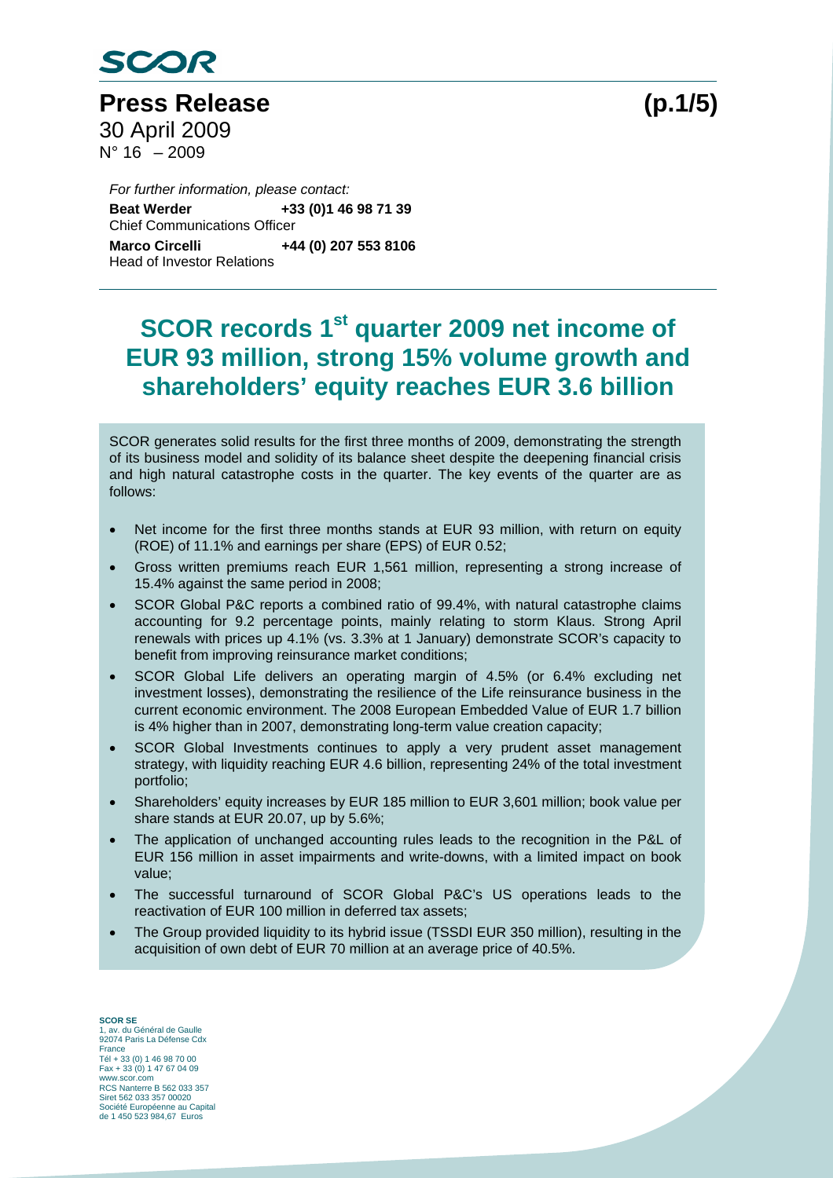SCOR

# Press Release

30 April 2009
N° 16 – 2009

*For further information, please contact:*

**Beat Werder** **+33 (0)1 46 98 71 39**
Chief Communications Officer

**Marco Circelli** **+44 (0) 207 553 8106**
Head of Investor Relations

# SCOR records 1st quarter 2009 net income of EUR 93 million, strong 15% volume growth and shareholders' equity reaches EUR 3.6 billion

SCOR generates solid results for the first three months of 2009, demonstrating the strength of its business model and solidity of its balance sheet despite the deepening financial crisis and high natural catastrophe costs in the quarter. The key events of the quarter are as follows:

- Net income for the first three months stands at EUR 93 million, with return on equity (ROE) of 11.1% and earnings per share (EPS) of EUR 0.52;
- Gross written premiums reach EUR 1,561 million, representing a strong increase of 15.4% against the same period in 2008;
- SCOR Global P&C reports a combined ratio of 99.4%, with natural catastrophe claims accounting for 9.2 percentage points, mainly relating to storm Klaus. Strong April renewals with prices up 4.1% (vs. 3.3% at 1 January) demonstrate SCOR's capacity to benefit from improving reinsurance market conditions;
- SCOR Global Life delivers an operating margin of 4.5% (or 6.4% excluding net investment losses), demonstrating the resilience of the Life reinsurance business in the current economic environment. The 2008 European Embedded Value of EUR 1.7 billion is 4% higher than in 2007, demonstrating long-term value creation capacity;
- SCOR Global Investments continues to apply a very prudent asset management strategy, with liquidity reaching EUR 4.6 billion, representing 24% of the total investment portfolio;
- Shareholders' equity increases by EUR 185 million to EUR 3,601 million; book value per share stands at EUR 20.07, up by 5.6%;
- The application of unchanged accounting rules leads to the recognition in the P&L of EUR 156 million in asset impairments and write-downs, with a limited impact on book value;
- The successful turnaround of SCOR Global P&C's US operations leads to the reactivation of EUR 100 million in deferred tax assets;
- The Group provided liquidity to its hybrid issue (TSSDI EUR 350 million), resulting in the acquisition of own debt of EUR 70 million at an average price of 40.5%.

**SCOR SE**
1, av. du Général de Gaulle
92074 Paris La Défense Cdx
France
Tél + 33 (0) 1 46 98 70 00
Fax + 33 (0) 1 47 67 04 09
www.scor.com
RCS Nanterre B 562 033 357
Siret 562 033 357 00020
Société Européenne au Capital
de 1 450 523 984,67 Euros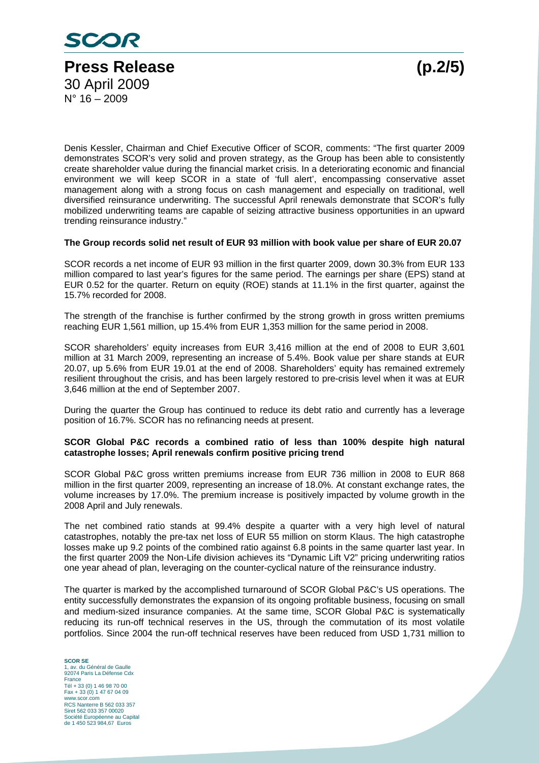Denis Kessler, Chairman and Chief Executive Officer of SCOR, comments: "The first quarter 2009 demonstrates SCOR's very solid and proven strategy, as the Group has been able to consistently create shareholder value during the financial market crisis. In a deteriorating economic and financial environment we will keep SCOR in a state of 'full alert', encompassing conservative asset management along with a strong focus on cash management and especially on traditional, well diversified reinsurance underwriting. The successful April renewals demonstrate that SCOR's fully mobilized underwriting teams are capable of seizing attractive business opportunities in an upward trending reinsurance industry."

**The Group records solid net result of EUR 93 million with book value per share of EUR 20.07**

SCOR records a net income of EUR 93 million in the first quarter 2009, down 30.3% from EUR 133 million compared to last year's figures for the same period. The earnings per share (EPS) stand at EUR 0.52 for the quarter. Return on equity (ROE) stands at 11.1% in the first quarter, against the 15.7% recorded for 2008.

The strength of the franchise is further confirmed by the strong growth in gross written premiums reaching EUR 1,561 million, up 15.4% from EUR 1,353 million for the same period in 2008.

SCOR shareholders' equity increases from EUR 3,416 million at the end of 2008 to EUR 3,601 million at 31 March 2009, representing an increase of 5.4%. Book value per share stands at EUR 20.07, up 5.6% from EUR 19.01 at the end of 2008. Shareholders' equity has remained extremely resilient throughout the crisis, and has been largely restored to pre-crisis level when it was at EUR 3,646 million at the end of September 2007.

During the quarter the Group has continued to reduce its debt ratio and currently has a leverage position of 16.7%. SCOR has no refinancing needs at present.

**SCOR Global P&C records a combined ratio of less than 100% despite high natural catastrophe losses; April renewals confirm positive pricing trend**

SCOR Global P&C gross written premiums increase from EUR 736 million in 2008 to EUR 868 million in the first quarter 2009, representing an increase of 18.0%. At constant exchange rates, the volume increases by 17.0%. The premium increase is positively impacted by volume growth in the 2008 April and July renewals.

The net combined ratio stands at 99.4% despite a quarter with a very high level of natural catastrophes, notably the pre-tax net loss of EUR 55 million on storm Klaus. The high catastrophe losses make up 9.2 points of the combined ratio against 6.8 points in the same quarter last year. In the first quarter 2009 the Non-Life division achieves its "Dynamic Lift V2" pricing underwriting ratios one year ahead of plan, leveraging on the counter-cyclical nature of the reinsurance industry.

The quarter is marked by the accomplished turnaround of SCOR Global P&C's US operations. The entity successfully demonstrates the expansion of its ongoing profitable business, focusing on small and medium-sized insurance companies. At the same time, SCOR Global P&C is systematically reducing its run-off technical reserves in the US, through the commutation of its most volatile portfolios. Since 2004 the run-off technical reserves have been reduced from USD 1,731 million to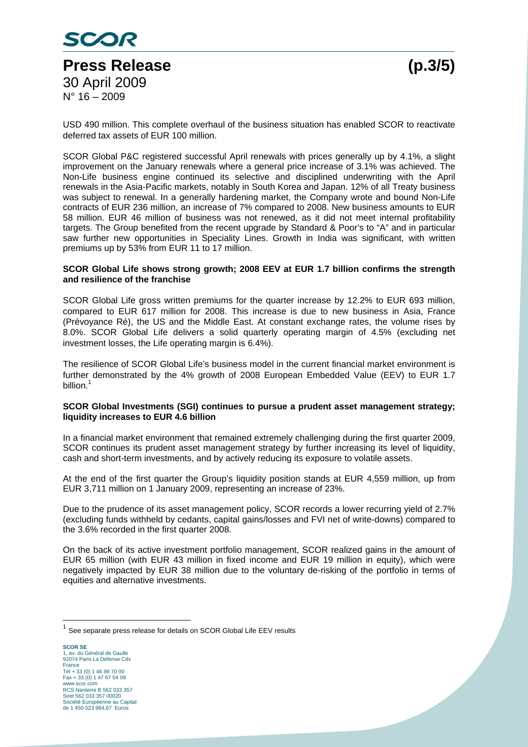USD 490 million. This complete overhaul of the business situation has enabled SCOR to reactivate deferred tax assets of EUR 100 million.

SCOR Global P&C registered successful April renewals with prices generally up by 4.1%, a slight improvement on the January renewals where a general price increase of 3.1% was achieved. The Non-Life business engine continued its selective and disciplined underwriting with the April renewals in the Asia-Pacific markets, notably in South Korea and Japan. 12% of all Treaty business was subject to renewal. In a generally hardening market, the Company wrote and bound Non-Life contracts of EUR 236 million, an increase of 7% compared to 2008. New business amounts to EUR 58 million. EUR 46 million of business was not renewed, as it did not meet internal profitability targets. The Group benefited from the recent upgrade by Standard & Poor's to "A" and in particular saw further new opportunities in Speciality Lines. Growth in India was significant, with written premiums up by 53% from EUR 11 to 17 million.

**SCOR Global Life shows strong growth; 2008 EEV at EUR 1.7 billion confirms the strength and resilience of the franchise**

SCOR Global Life gross written premiums for the quarter increase by 12.2% to EUR 693 million, compared to EUR 617 million for 2008. This increase is due to new business in Asia, France (Prévoyance Ré), the US and the Middle East. At constant exchange rates, the volume rises by 8.0%. SCOR Global Life delivers a solid quarterly operating margin of 4.5% (excluding net investment losses, the Life operating margin is 6.4%).

The resilience of SCOR Global Life's business model in the current financial market environment is further demonstrated by the 4% growth of 2008 European Embedded Value (EEV) to EUR 1.7 billion.[1]

**SCOR Global Investments (SGI) continues to pursue a prudent asset management strategy; liquidity increases to EUR 4.6 billion**

In a financial market environment that remained extremely challenging during the first quarter 2009, SCOR continues its prudent asset management strategy by further increasing its level of liquidity, cash and short-term investments, and by actively reducing its exposure to volatile assets.

At the end of the first quarter the Group's liquidity position stands at EUR 4,559 million, up from EUR 3,711 million on 1 January 2009, representing an increase of 23%.

Due to the prudence of its asset management policy, SCOR records a lower recurring yield of 2.7% (excluding funds withheld by cedants, capital gains/losses and FVI net of write-downs) compared to the 3.6% recorded in the first quarter 2008.

On the back of its active investment portfolio management, SCOR realized gains in the amount of EUR 65 million (with EUR 43 million in fixed income and EUR 19 million in equity), which were negatively impacted by EUR 38 million due to the voluntary de-risking of the portfolio in terms of equities and alternative investments.

[1] See separate press release for details on SCOR Global Life EEV results

**SCOR SE**
1, av. du Général de Gaulle
92074 Paris La Défense Cdx
France
Tél + 33 (0) 1 46 98 70 00
Fax + 33 (0) 1 47 67 04 09
www.scor.com
RCS Nanterre B 562 033 357
Siret 562 033 357 00020
Société Européenne au Capital
de 1 450 523 984,67 Euros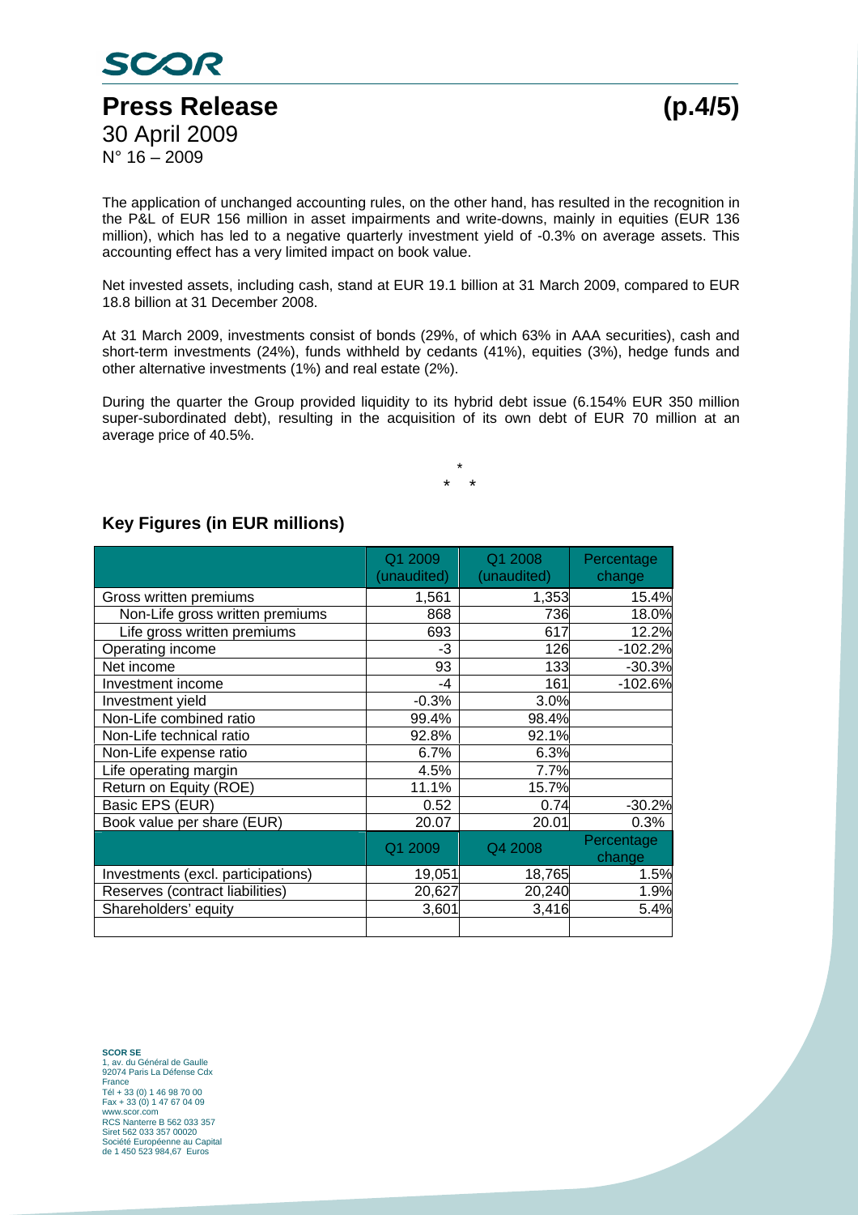The application of unchanged accounting rules, on the other hand, has resulted in the recognition in the P&L of EUR 156 million in asset impairments and write-downs, mainly in equities (EUR 136 million), which has led to a negative quarterly investment yield of -0.3% on average assets. This accounting effect has a very limited impact on book value.

Net invested assets, including cash, stand at EUR 19.1 billion at 31 March 2009, compared to EUR 18.8 billion at 31 December 2008.

At 31 March 2009, investments consist of bonds (29%, of which 63% in AAA securities), cash and short-term investments (24%), funds withheld by cedants (41%), equities (3%), hedge funds and other alternative investments (1%) and real estate (2%).

During the quarter the Group provided liquidity to its hybrid debt issue (6.154% EUR 350 million super-subordinated debt), resulting in the acquisition of its own debt of EUR 70 million at an average price of 40.5%.

\*

\* \*

## Key Figures (in EUR millions)

| | Q1 2009 (unaudited) | Q1 2008 (unaudited) | Percentage change |
|---|---|---|---|
| Gross written premiums | 1,561 | 1,353 | 15.4% |
| Non-Life gross written premiums | 868 | 736 | 18.0% |
| Life gross written premiums | 693 | 617 | 12.2% |
| Operating income | -3 | 126 | -102.2% |
| Net income | 93 | 133 | -30.3% |
| Investment income | -4 | 161 | -102.6% |
| Investment yield | -0.3% | 3.0% | |
| Non-Life combined ratio | 99.4% | 98.4% | |
| Non-Life technical ratio | 92.8% | 92.1% | |
| Non-Life expense ratio | 6.7% | 6.3% | |
| Life operating margin | 4.5% | 7.7% | |
| Return on Equity (ROE) | 11.1% | 15.7% | |
| Basic EPS (EUR) | 0.52 | 0.74 | -30.2% |
| Book value per share (EUR) | 20.07 | 20.01 | 0.3% |
| | Q1 2009 | Q4 2008 | Percentage change |
| Investments (excl. participations) | 19,051 | 18,765 | 1.5% |
| Reserves (contract liabilities) | 20,627 | 20,240 | 1.9% |
| Shareholders' equity | 3,601 | 3,416 | 5.4% |

**SCOR SE**
1, av. du Général de Gaulle
92074 Paris La Défense Cdx
France
Tél + 33 (0) 1 46 98 70 00
Fax + 33 (0) 1 47 67 04 09
www.scor.com
RCS Nanterre B 562 033 357
Siret 562 033 357 00020
Société Européenne au Capital
de 1 450 523 984,67 Euros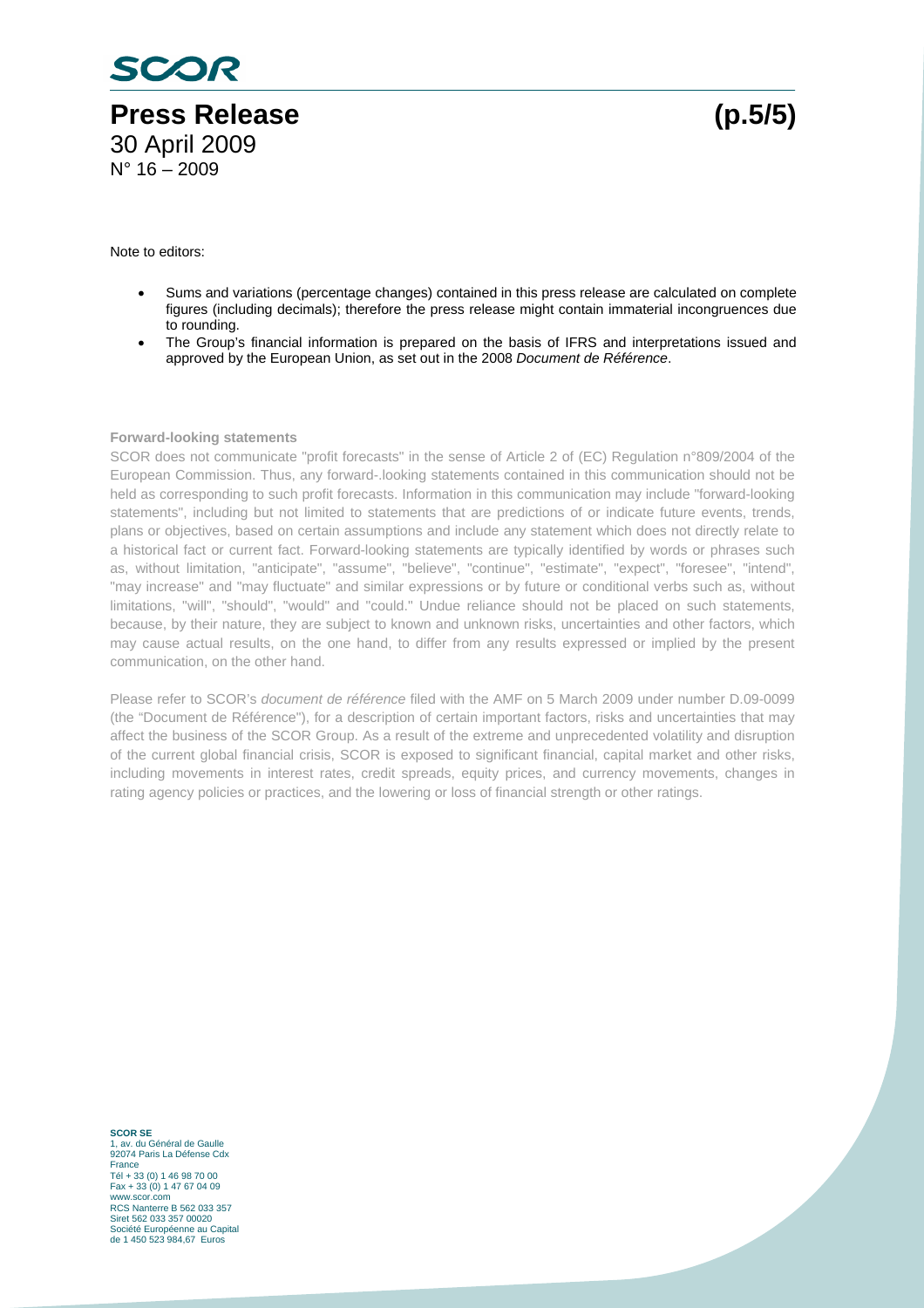Note to editors:

- Sums and variations (percentage changes) contained in this press release are calculated on complete figures (including decimals); therefore the press release might contain immaterial incongruences due to rounding.
- The Group's financial information is prepared on the basis of IFRS and interpretations issued and approved by the European Union, as set out in the 2008 *Document de Référence*.

**Forward-looking statements**

SCOR does not communicate "profit forecasts" in the sense of Article 2 of (EC) Regulation n°809/2004 of the European Commission. Thus, any forward-.looking statements contained in this communication should not be held as corresponding to such profit forecasts. Information in this communication may include "forward-looking statements", including but not limited to statements that are predictions of or indicate future events, trends, plans or objectives, based on certain assumptions and include any statement which does not directly relate to a historical fact or current fact. Forward-looking statements are typically identified by words or phrases such as, without limitation, "anticipate", "assume", "believe", "continue", "estimate", "expect", "foresee", "intend", "may increase" and "may fluctuate" and similar expressions or by future or conditional verbs such as, without limitations, "will", "should", "would" and "could." Undue reliance should not be placed on such statements, because, by their nature, they are subject to known and unknown risks, uncertainties and other factors, which may cause actual results, on the one hand, to differ from any results expressed or implied by the present communication, on the other hand.

Please refer to SCOR's *document de référence* filed with the AMF on 5 March 2009 under number D.09-0099 (the "Document de Référence"), for a description of certain important factors, risks and uncertainties that may affect the business of the SCOR Group. As a result of the extreme and unprecedented volatility and disruption of the current global financial crisis, SCOR is exposed to significant financial, capital market and other risks, including movements in interest rates, credit spreads, equity prices, and currency movements, changes in rating agency policies or practices, and the lowering or loss of financial strength or other ratings.

**SCOR SE**
1, av. du Général de Gaulle
92074 Paris La Défense Cdx
France
Tél + 33 (0) 1 46 98 70 00
Fax + 33 (0) 1 47 67 04 09
www.scor.com
RCS Nanterre B 562 033 357
Siret 562 033 357 00020
Société Européenne au Capital
de 1 450 523 984,67 Euros